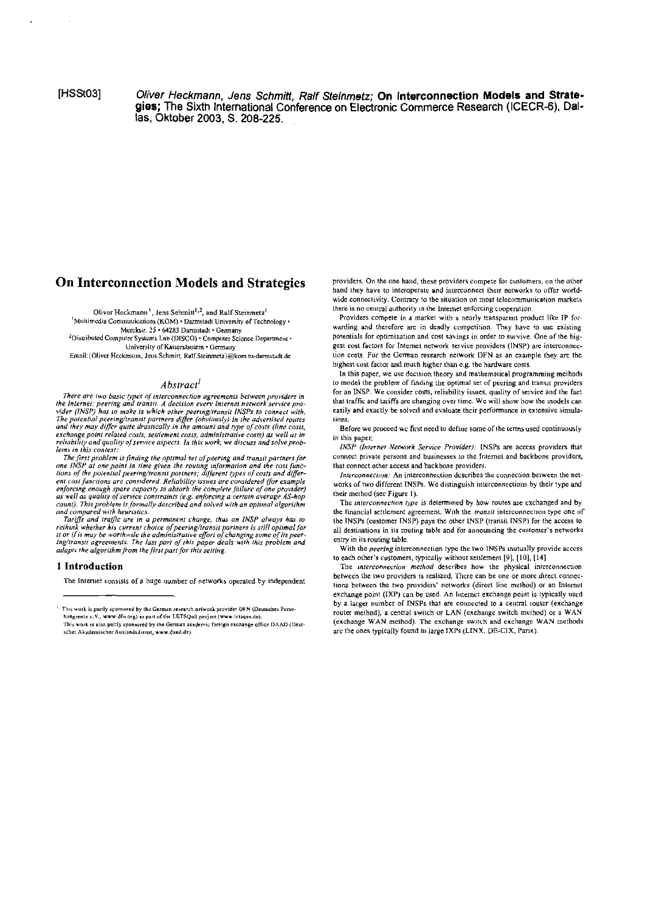[HSSt03] *Oliver Heckmann, Jens Schmitt, Ralf Steinmetz;* **On Interconnection Models and Strategies;** The Sixth International Conference on Electronic Commerce Research (ICECR-6), Dallas, Oktober 2003, S. 208-225.

# On Interconnection Models and Strategies

Oliver Heckmann[1], Jens Schmitt[1,2], and Ralf Steinmetz[1]

[1]Multimedia Communications (KOM) • Darmstadt University of Technology • Merckstr. 25 • 64283 Darmstadt • Germany

[2]Distributed Computer Systems Lab (DISCO) • Computer Science Department • University of Kaiserslautern • Germany

Email: {Oliver.Heckmann, Jens.Schmitt, Ralf.Steinmetz}@kom.tu-darmstadt.de

## *Abstract*[1]

*There are two basic types of interconnection agreements between providers in the Internet: peering and transit. A decision every Internet network service provider (INSP) has to make is which other peering/transit INSPs to connect with. The potential peering/transit partners differ (obviously) in the advertised routes and they may differ quite drastically in the amount and type of costs (line costs, exchange point related costs, settlement costs, administrative costs) as well as in reliability and quality of service aspects. In this work, we discuss and solve problems in this context:*

*The first problem is finding the optimal set of peering and transit partners for one INSP at one point in time given the routing information and the cost functions of the potential peering/transit partners; different types of costs and different cost functions are considered. Reliability issues are considered (for example enforcing enough spare capacity to absorb the complete failure of one provider) as well as quality of service constraints (e.g. enforcing a certain average AS-hop count). This problem is formally described and solved with an optimal algorithm and compared with heuristics.*

*Tariffs and traffic are in a permanent change, thus an INSP always has to rethink whether his current choice of peering/transit partners is still optimal for it or if it may be worthwile the administrative effort of changing some of its peering/transit agreements. The last part of this paper deals with this problem and adapts the algorithm from the first part for this setting.*

## 1 Introduction

The Internet consists of a huge number of networks operated by independent providers. On the one hand, these providers compete for customers, on the other hand they have to interoperate and interconnect their networks to offer worldwide connectivity. Contrary to the situation on most telecommunication markets there is no central authority in the Internet enforcing cooperation.

Providers compete in a market with a nearly transparent product like IP forwarding and therefore are in deadly competition. They have to use existing potentials for optimization and cost savings in order to survive. One of the biggest cost factors for Internet network service providers (INSP) are interconnection costs. For the German research network DFN as an example they are the highest cost factor and much higher than e.g. the hardware costs.

In this paper, we use decision theory and mathematical programming methods to model the problem of finding the optimal set of peering and transit providers for an INSP. We consider costs, reliability issues, quality of service and the fact that traffic and tariffs are changing over time. We will show how the models can easily and exactly be solved and evaluate their performance in extensive simulations.

Before we proceed we first need to define some of the terms used continuously in this paper:

*INSP (Internet Network Service Provider):* INSPs are access providers that connect private persons and businesses to the Internet and backbone providers, that connect other access and backbone providers.

*Interconnection:* An interconnection describes the connection between the networks of two different INSPs. We distinguish interconnections by their type and their method (see Figure 1).

The *interconnection type* is determined by how routes are exchanged and by the financial settlement agreement. With the *transit* interconnection type one of the INSPs (customer INSP) pays the other INSP (transit INSP) for the access to all destinations in its routing table and for announcing the customer's networks entry in its routing table.

With the *peering* interconnection type the two INSPs mutually provide access to each other's customers, typically without settlement [9], [10], [14]

The *interconnection method* describes how the physical interconnection between the two providers is realized. There can be one or more direct connections between the two providers' networks (direct line method) or an Internet exchange point (IXP) can be used. An Internet exchange point is typically used by a larger number of INSPs that are connected to a central router (exchange router method), a central switch or LAN (exchange switch method) or a WAN (exchange WAN method). The exchange switch and exchange WAN methods are the ones typically found in large IXPs (LINX, DE-CIX, Parix).

---

[1]. This work is partly sponsored by the German research network provider DFN (Deutsches Forschungsnetz e.V., www.dfn.org) as part of the LETSQoS project (www.letsqos.de).
This work is also partly sponsored by the German academic foreign exchange office DAAD (Deutscher Akademischer Auslandsdienst, www.daad.de).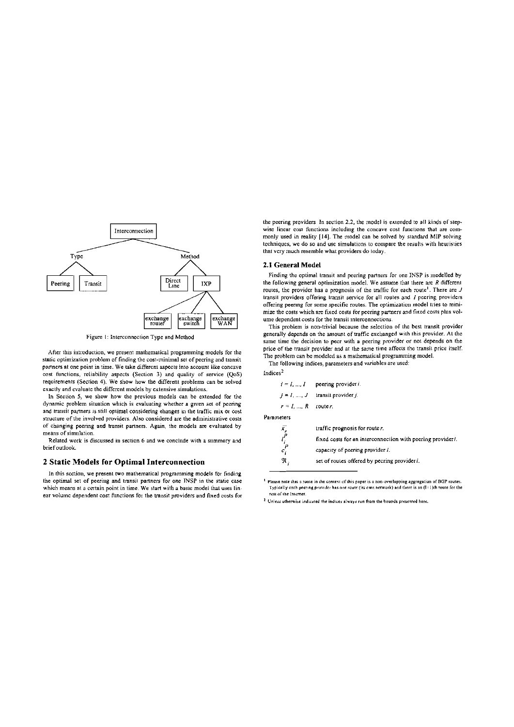Interconnection

Type: Peering, Transit

Method: Direct Line, IXP

IXP: exchange router, exchange switch, exchange WAN

Figure 1: Interconnection Type and Method

After this introduction, we present mathematical programming models for the static optimization problem of finding the cost-minimal set of peering and transit partners at one point in time. We take different aspects into account like concave cost functions, reliability aspects (Section 3) and quality of service (QoS) requirements (Section 4). We show how the different problems can be solved exactly and evaluate the different models by extensive simulations.

In Section 5, we show how the previous models can be extended for the dynamic problem situation which is evaluating whether a given set of peering and transit partners is still optimal considering changes in the traffic mix or cost structure of the involved providers. Also considered are the administrative costs of changing peering and transit partners. Again, the models are evaluated by means of simulation.

Related work is discussed in section 6 and we conclude with a summary and brief outlook.

## 2 Static Models for Optimal Interconnection

In this section, we present two mathematical programming models for finding the optimal set of peering and transit partners for one INSP in the static case which means at a certain point in time. We start with a basic model that uses linear volume dependent cost functions for the transit providers and fixed costs for the peering providers. In section 2.2, the model is extended to all kinds of step-wise linear cost functions including the concave cost functions that are commonly used in reality [14]. The model can be solved by standard MIP solving techniques, we do so and use simulations to compare the results with heuristics that very much resemble what providers do today.

### 2.1 General Model

Finding the optimal transit and peering partners for one INSP is modelled by the following general optimization model. We assume that there are $R$ different routes, the provider has a prognosis of the traffic for each route[1]. There are $J$ transit providers offering transit service for all routes and $I$ peering providers offering peering for some specific routes. The optimization model tries to minimize the costs which are fixed costs for peering partners and fixed costs plus volume dependent costs for the transit interconnections.

This problem is non-trivial because the selection of the best transit provider generally depends on the amount of traffic exchanged with this provider. At the same time the decision to peer with a peering provider or not depends on the price of the transit provider and at the same time affects the transit price itself. The problem can be modeled as a mathematical programming model.

The following indices, parameters and variables are used:

Indices[2]

| | |
|---|---|
| $i = 1, ..., I$ | peering provider $i$. |
| $j = 1, ..., J$ | transit provider $j$. |
| $r = 1, ..., R$ | route $r$. |

Parameters

| | |
|---|---|
| $\bar{x}_r$ | traffic prognosis for route $r$. |
| $f_i^p$ | fixed costs for an interconnection with peering provider $i$. |
| $c_i^p$ | capacity of peering provider $i$. |
| $\Re_i$ | set of routes offered by peering provider $i$. |

---

[1] Please note that a route in the context of this paper is a non-overlapping aggregation of BGP routes. Typically each peering provider has one route (its own network) and there is an (I+1)th route for the rest of the Internet.

[2] Unless otherwise indicated the indices always run from the bounds presented here.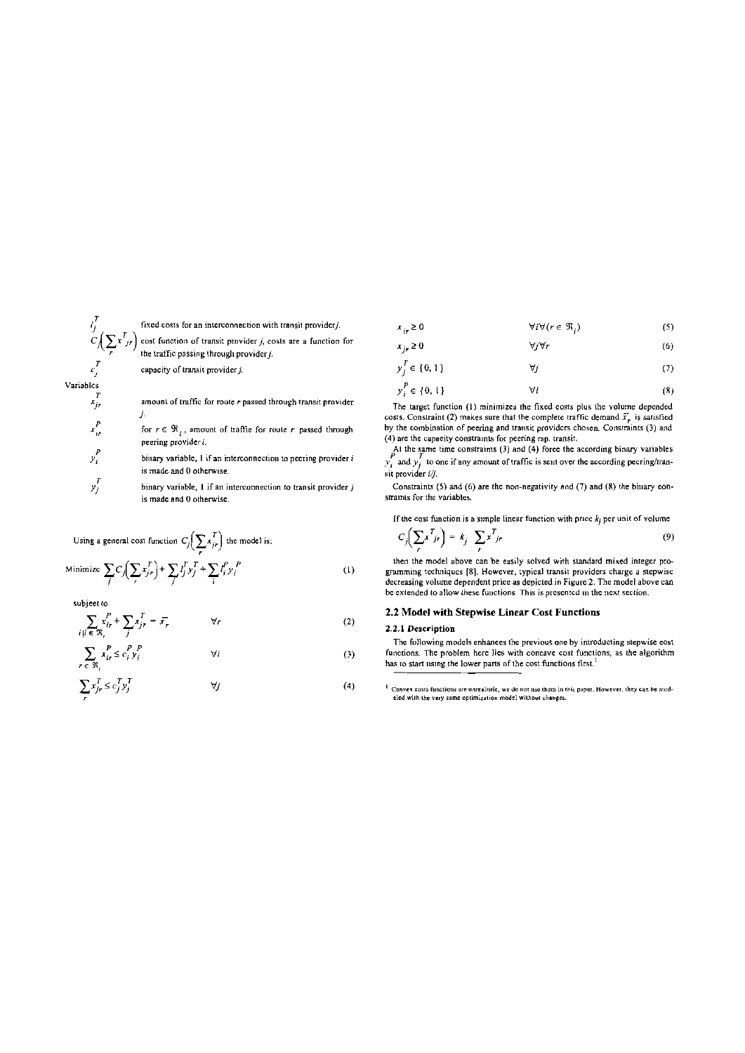| | |
|---|---|
| $l_j^T$ | fixed costs for an interconnection with transit provider $j$. |
| $C_j\left(\sum_r x^T_{jr}\right)$ | cost function of transit provider $j$, costs are a function for the traffic passing through provider $j$. |
| $c_j^T$ | capacity of transit provider $j$. |

Variables

| | |
|---|---|
| $x_{jr}^T$ | amount of traffic for route $r$ passed through transit provider $j$. |
| $x_{ir}^P$ | for $r \in \Re_i$, amount of traffic for route $r$ passed through peering provider $i$. |
| $y_i^P$ | binary variable, 1 if an interconnection to peering provider $i$ is made and 0 otherwise. |
| $y_j^T$ | binary variable, 1 if an interconnection to transit provider $j$ is made and 0 otherwise. |

Using a general cost function $C_j\left(\sum_r x_{jr}^T\right)$ the model is:

$$\text{Minimize } \sum_j C_j\left(\sum_r x_{jr}^T\right) + \sum_j l_j^T y_j^T + \sum_i l_i^P y_i^P \tag{1}$$

subject to

$$\sum_{i \mid i \in \Re_r} x_{ir}^P + \sum_j x_{jr}^T = \bar{x}_r \qquad \forall r \tag{2}$$

$$\sum_{r \in \Re_i} x_{ir}^P \le c_i^P y_i^P \qquad \forall i \tag{3}$$

$$\sum_r x_{jr}^T \le c_j^T y_j^T \qquad \forall j \tag{4}$$

$$x_{ir} \ge 0 \qquad \forall i \forall (r \in \Re_i) \tag{5}$$

$$x_{jr} \ge 0 \qquad \forall j \forall r \tag{6}$$

$$y_j^T \in \{0, 1\} \qquad \forall j \tag{7}$$

$$y_i^P \in \{0, 1\} \qquad \forall i \tag{8}$$

The target function (1) minimizes the fixed costs plus the volume depended costs. Constraint (2) makes sure that the complete traffic demand $\bar{x}_r$ is satisfied by the combination of peering and transit providers chosen. Constraints (3) and (4) are the capacity constraints for peering rsp. transit.

At the same time constraints (3) and (4) force the according binary variables $y_i^P$ and $y_j^T$ to one if any amount of traffic is sent over the according peering/transit provider $i/j$.

Constraints (5) and (6) are the non-negativity and (7) and (8) the binary constraints for the variables.

If the cost function is a simple linear function with price $k_j$ per unit of volume

$$C_j\left(\sum_r x^T_{jr}\right) = k_j \sum_r x^T_{jr} \tag{9}$$

then the model above can be easily solved with standard mixed integer programming techniques [8]. However, typical transit providers charge a stepwise decreasing volume dependent price as depicted in Figure 2. The model above can be extended to allow these functions. This is presented in the next section.

## 2.2 Model with Stepwise Linear Cost Functions

### 2.2.1 Description

The following models enhances the previous one by introducing stepwise cost functions. The problem here lies with concave cost functions, as the algorithm has to start using the lower parts of the cost functions first.[1]

[1] Convex costs functions are unrealistic, we do not use them in this paper. However, they can be modeled with the very same optimization model without changes.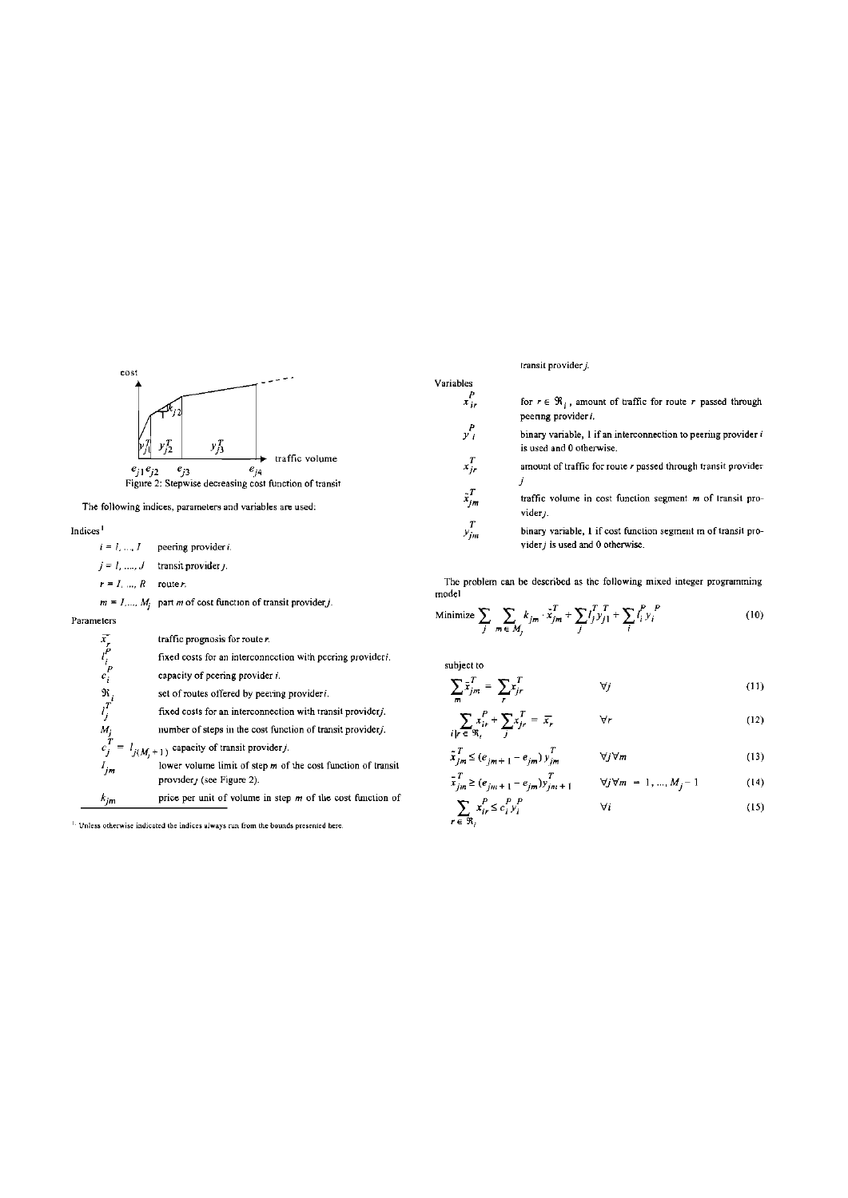Figure 2: Stepwise decreasing cost function of transit

The following indices, parameters and variables are used:

Indices[1]

| | |
|---|---|
| $i = 1, \ldots, I$ | peering provider $i$. |
| $j = 1, \ldots, J$ | transit provider $j$. |
| $r = 1, \ldots, R$ | route $r$. |
| $m = 1, \ldots, M_j$ | part $m$ of cost function of transit provider $j$. |

Parameters

| | |
|---|---|
| $\tilde{x}_r$ | traffic prognosis for route $r$. |
| $f_i^P$ | fixed costs for an interconnection with peering provider $i$. |
| $c_i^P$ | capacity of peering provider $i$. |
| $\Re_i$ | set of routes offered by peering provider $i$. |
| $f_j^T$ | fixed costs for an interconnection with transit provider $j$. |
| $M_j$ | number of steps in the cost function of transit provider $j$. |
| $c_j^T = l_{j(M_j+1)}$ | capacity of transit provider $j$. |
| $l_{jm}$ | lower volume limit of step $m$ of the cost function of transit provider $j$ (see Figure 2). |
| $k_{jm}$ | price per unit of volume in step $m$ of the cost function of transit provider $j$. |

Variables

| | |
|---|---|
| $x_{ir}^P$ | for $r \in \Re_i$, amount of traffic for route $r$ passed through peering provider $i$. |
| $y_i^P$ | binary variable, 1 if an interconnection to peering provider $i$ is used and 0 otherwise. |
| $x_{jr}^T$ | amount of traffic for route $r$ passed through transit provider $j$ |
| $\tilde{x}_{jm}^T$ | traffic volume in cost function segment $m$ of transit provider $j$. |
| $y_{jm}^T$ | binary variable, 1 if cost function segment m of transit provider $j$ is used and 0 otherwise. |

The problem can be described as the following mixed integer programming model

$$\text{Minimize} \sum_j \sum_{m \in M_j} k_{jm} \cdot \tilde{x}_{jm}^T + \sum_j f_j^T y_{j1}^T + \sum_i f_i^P y_i^P \tag{10}$$

subject to

$$\sum_m \tilde{x}_{jm}^T = \sum_r x_{jr}^T \qquad \forall j \tag{11}$$

$$\sum_{i | r \in \Re_i} x_{ir}^P + \sum_j x_{jr}^T = \tilde{x}_r \qquad \forall r \tag{12}$$

$$\tilde{x}_{jm}^T \le (e_{jm+1} - e_{jm}) y_{jm}^T \qquad \forall j \forall m \tag{13}$$

$$\tilde{x}_{jm}^T \ge (e_{jm+1} - e_{jm}) y_{jm+1}^T \qquad \forall j \forall m = 1, \ldots, M_j - 1 \tag{14}$$

$$\sum_{r \in \Re_i} x_{ir}^P \le c_i^P y_i^P \qquad \forall i \tag{15}$$

[1] Unless otherwise indicated the indices always run from the bounds presented here.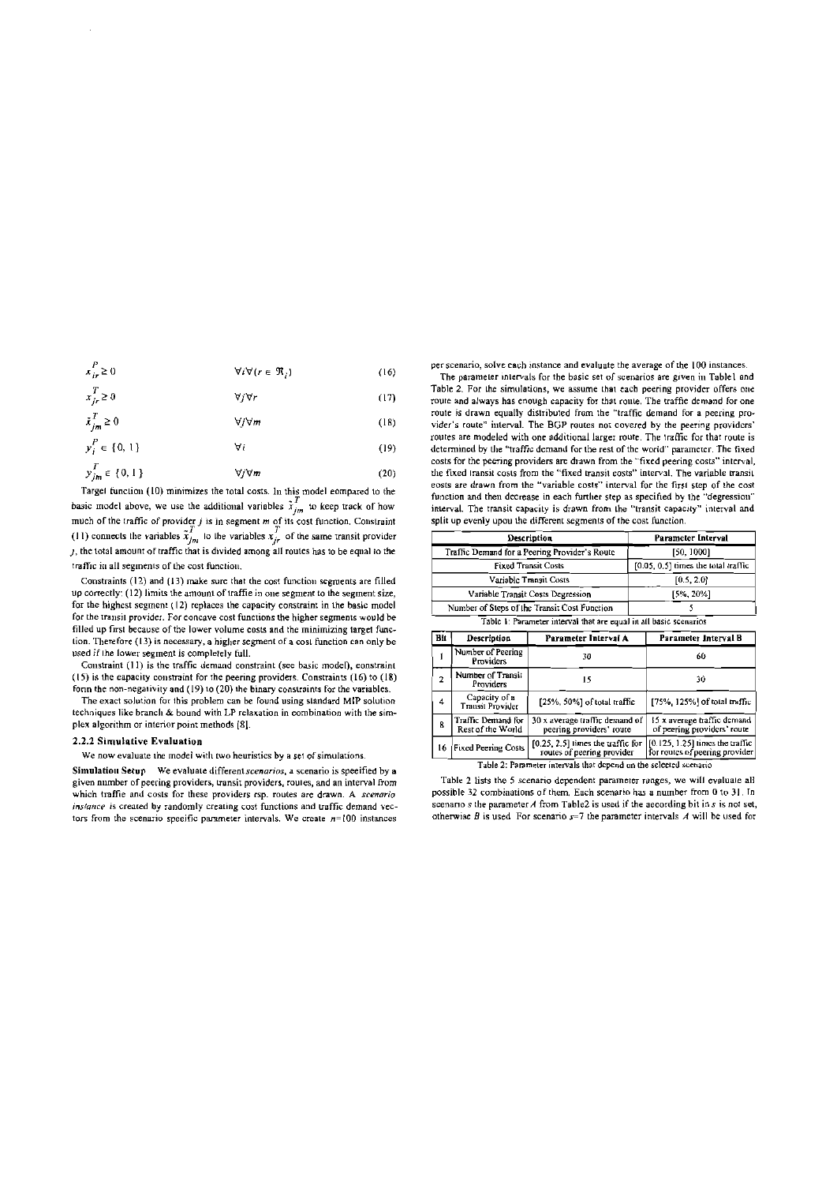$$x_{ir}^{P} \geq 0 \qquad \forall i \forall (r \in \Re_i) \tag{16}$$

$$x_{jr}^{T} \geq 0 \qquad \forall j \forall r \tag{17}$$

$$\tilde{x}_{jm}^{T} \geq 0 \qquad \forall j \forall m \tag{18}$$

$$y_i^P \in \{0, 1\} \qquad \forall i \tag{19}$$

$$y_{jm}^{T} \in \{0, 1\} \qquad \forall j \forall m \tag{20}$$

Target function (10) minimizes the total costs. In this model compared to the basic model above, we use the additional variables $\tilde{x}_{jm}^{T}$ to keep track of how much of the traffic of provider $j$ is in segment $m$ of its cost function. Constraint (11) connects the variables $\tilde{x}_{jm}^{T}$ to the variables $x_{jr}^{T}$ of the same transit provider $j$, the total amount of traffic that is divided among all routes has to be equal to the traffic in all segments of the cost function.

Constraints (12) and (13) make sure that the cost function segments are filled up correctly: (12) limits the amount of traffic in one segment to the segment size, for the highest segment (12) replaces the capacity constraint in the basic model for the transit provider. For concave cost functions the higher segments would be filled up first because of the lower volume costs and the minimizing target function. Therefore (13) is necessary, a higher segment of a cost function can only be used if the lower segment is completely full.

Constraint (11) is the traffic demand constraint (see basic model), constraint (15) is the capacity constraint for the peering providers. Constraints (16) to (18) form the non-negativity and (19) to (20) the binary constraints for the variables.

The exact solution for this problem can be found using standard MIP solution techniques like branch & bound with LP relaxation in combination with the simplex algorithm or interior point methods [8].

### 2.2.2 Simulative Evaluation

We now evaluate the model with two heuristics by a set of simulations.

**Simulation Setup** We evaluate different *scenarios*, a scenario is specified by a given number of peering providers, transit providers, routes, and an interval from which traffic and costs for these providers rsp. routes are drawn. A *scenario instance* is created by randomly creating cost functions and traffic demand vectors from the scenario specific parameter intervals. We create $n$=100 instances per scenario, solve each instance and evaluate the average of the 100 instances.

The parameter intervals for the basic set of scenarios are given in Table1 and Table 2. For the simulations, we assume that each peering provider offers one route and always has enough capacity for that route. The traffic demand for one route is drawn equally distributed from the "traffic demand for a peering provider's route" interval. The BGP routes not covered by the peering providers' routes are modeled with one additional larger route. The traffic for that route is determined by the "traffic demand for the rest of the world" parameter. The fixed costs for the peering providers are drawn from the "fixed peering costs" interval, the fixed transit costs from the "fixed transit costs" interval. The variable transit costs are drawn from the "variable costs" interval for the first step of the cost function and then decrease in each further step as specified by the "degression" interval. The transit capacity is drawn from the "transit capacity" interval and split up evenly upon the different segments of the cost function.

| Description | Parameter Interval |
|---|---|
| Traffic Demand for a Peering Provider's Route | [50, 1000] |
| Fixed Transit Costs | [0.05, 0.5] times the total traffic |
| Variable Transit Costs | [0.5, 2.0] |
| Variable Transit Costs Degression | [5%, 20%] |
| Number of Steps of the Transit Cost Function | 5 |

Table 1: Parameter interval that are equal in all basic scenarios

| Bit | Description | Parameter Interval A | Parameter Interval B |
|---|---|---|---|
| 1 | Number of Peering Providers | 30 | 60 |
| 2 | Number of Transit Providers | 15 | 30 |
| 4 | Capacity of a Transit Provider | [25%, 50%] of total traffic | [75%, 125%] of total traffic |
| 8 | Traffic Demand for Rest of the World | 30 x average traffic demand of peering providers' route | 15 x average traffic demand of peering providers' route |
| 16 | Fixed Peering Costs | [0.25, 2.5] times the traffic for routes of peering provider | [0.125, 1.25] times the traffic for routes of peering provider |

Table 2: Parameter intervals that depend on the selected scenario

Table 2 lists the 5 scenario dependent parameter ranges, we will evaluate all possible 32 combinations of them. Each scenario has a number from 0 to 31. In scenario $s$ the parameter $A$ from Table2 is used if the according bit in $s$ is not set, otherwise $B$ is used. For scenario $s$=7 the parameter intervals $A$ will be used for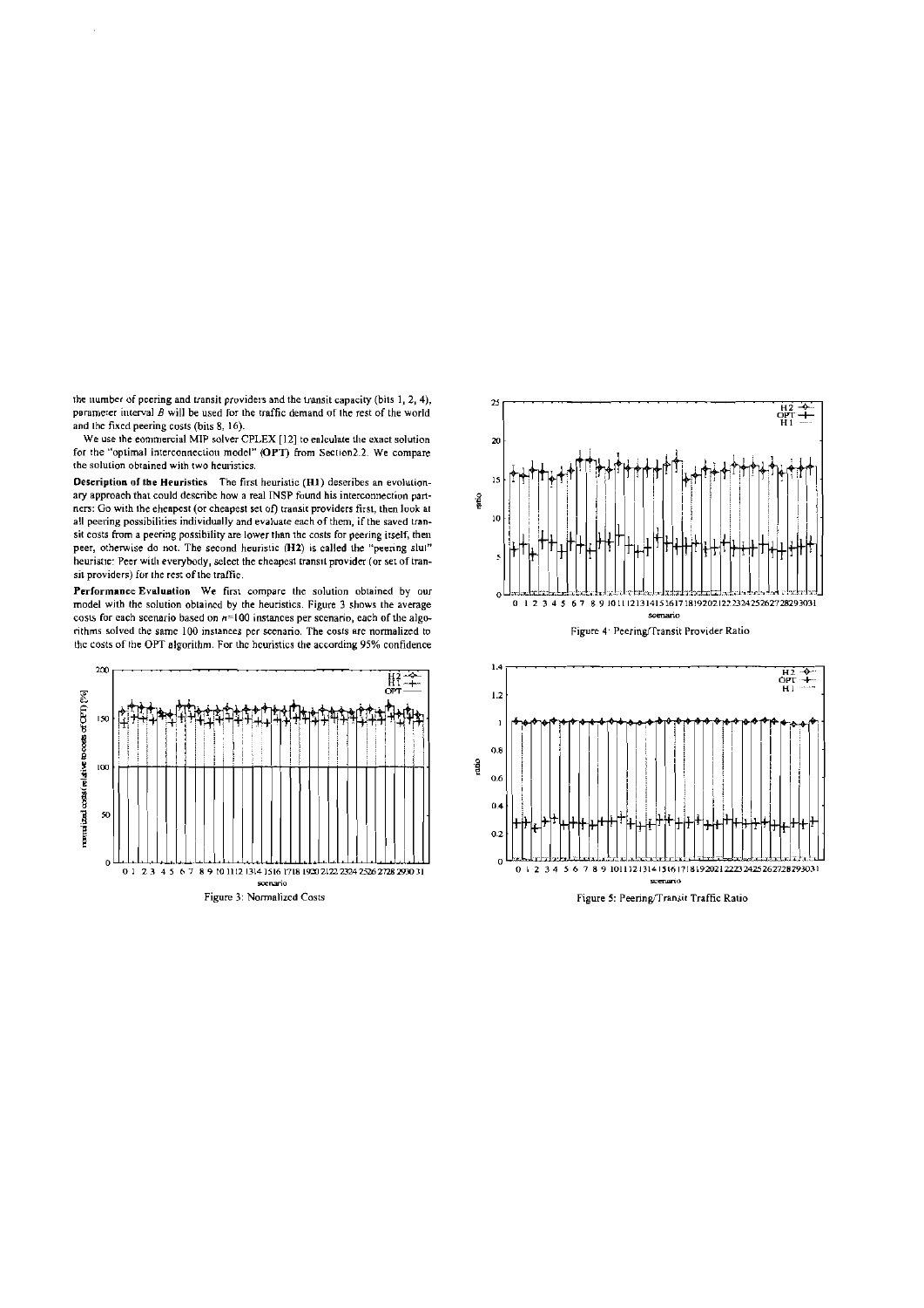the number of peering and transit providers and the transit capacity (bits 1, 2, 4), parameter interval $B$ will be used for the traffic demand of the rest of the world and the fixed peering costs (bits 8, 16).

We use the commercial MIP solver CPLEX [12] to calculate the exact solution for the "optimal interconnection model" **(OPT)** from Section2.2. We compare the solution obtained with two heuristics.

**Description of the Heuristics** The first heuristic **(H1)** describes an evolutionary approach that could describe how a real INSP found his interconnection partners: Go with the cheapest (or cheapest set of) transit providers first, then look at all peering possibilities individually and evaluate each of them, if the saved transit costs from a peering possibility are lower than the costs for peering itself, then peer, otherwise do not. The second heuristic **(H2)** is called the "peering slut" heuristic: Peer with everybody, select the cheapest transit provider (or set of transit providers) for the rest of the traffic.

**Performance Evaluation** We first compare the solution obtained by our model with the solution obtained by the heuristics. Figure 3 shows the average costs for each scenario based on $n$=100 instances per scenario, each of the algorithms solved the same 100 instances per scenario. The costs are normalized to the costs of the OPT algorithm. For the heuristics the according 95% confidence

Figure 3: Normalized Costs

Figure 4: Peering/Transit Provider Ratio

Figure 5: Peering/Transit Traffic Ratio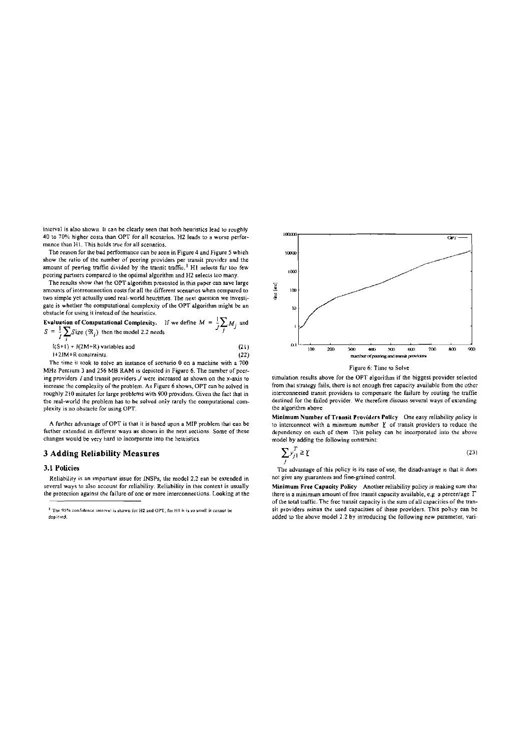interval is also shown. It can be clearly seen that both heuristics lead to roughly 40 to 70% higher costs than OPT for all scenarios. H2 leads to a worse performance than H1. This holds true for all scenarios.

The reason for the bad performance can be seen in Figure 4 and Figure 5 which show the ratio of the number of peering providers per transit provider and the amount of peering traffic divided by the transit traffic.[1] H1 selects far too few peering partners compared to the optimal algorithm and H2 selects too many.

The results show that the OPT algorithm presented in this paper can save large amounts of interconnection costs for all the different scenarios when compared to two simple yet actually used real-world heuristics. The next question we investigate is whether the computational complexity of the OPT algorithm might be an obstacle for using it instead of the heuristics.

**Evaluation of Computational Complexity.** If we define $M = \frac{1}{J}\sum_j M_j$ and $S = \frac{1}{I}\sum_i Size(\Re_i)$ then the model 2.2 needs

$$I(S+1) + J(2M+R) \text{ variables and} \tag{21}$$

$$I+2JM+R \text{ constraints.} \tag{22}$$

The time it took to solve an instance of scenario 0 on a machine with a 700 MHz Pentium 3 and 256 MB RAM is depicted in Figure 6. The number of peering providers $I$ and transit providers $J$ were increased as shown on the x-axis to increase the complexity of the problem. As Figure 6 shows, OPT can be solved in roughly 210 minutes for large problems with 900 providers. Given the fact that in the real-world the problem has to be solved only rarely the computational complexity is no obstacle for using OPT.

A further advantage of OPT is that it is based upon a MIP problem that can be further extended in different ways as shown in the next sections. Some of these changes would be very hard to incorporate into the heuristics.

## 3 Adding Reliability Measures

### 3.1 Policies

Reliability is an important issue for INSPs, the model 2.2 can be extended in several ways to also account for reliability. Reliability in this context is usually the protection against the failure of one or more interconnections. Looking at the simulation results above for the OPT algorithm if the biggest provider selected from that strategy fails, there is not enough free capacity available from the other interconnected transit providers to compensate the failure by routing the traffic destined for the failed provider. We therefore discuss several ways of extending the algorithm above.

Figure 6: Time to Solve

**Minimum Number of Transit Providers Policy** One easy reliability policy is to interconnect with a minimum number $\underline{Y}$ of transit providers to reduce the dependency on each of them. This policy can be incorporated into the above model by adding the following constraint:

$$\sum_j y_{j1}^T \geq \underline{Y} \tag{23}$$

The advantage of this policy is its ease of use, the disadvantage is that it does not give any guarantees and fine-grained control.

**Minimum Free Capacity Policy** Another reliability policy is making sure that there is a minimum amount of free transit capacity available, e.g. a percentage $\Gamma$ of the total traffic. The free transit capacity is the sum of all capacities of the transit providers minus the used capacities of these providers. This policy can be added to the above model 2.2 by introducing the following new parameter, vari-

[1] The 95% confidence interval is shown for H2 and OPT, for H1 it is so small it cannot be depicted.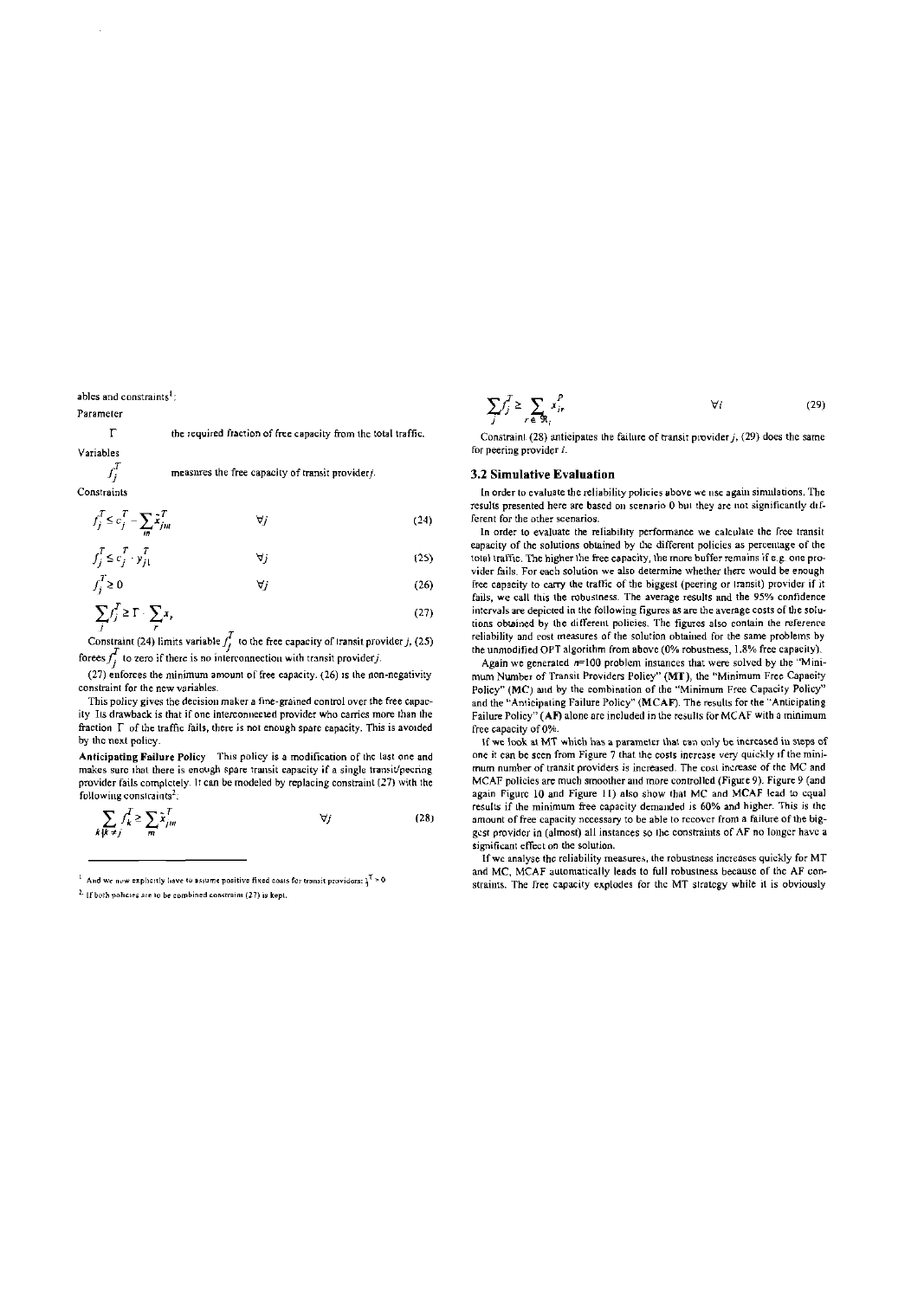ables and constraints[1]:

Parameter

$\Gamma$ the required fraction of free capacity from the total traffic.

Variables

$f_j^T$ measures the free capacity of transit provider $j$.

Constraints

$$f_j^T \le c_j^T - \sum_m \tilde{x}_{jm}^T \qquad \forall j \tag{24}$$

$$f_j^T \le c_j^T \cdot y_{j1}^T \qquad \forall j \tag{25}$$

$$f_j^T \ge 0 \qquad \forall j \tag{26}$$

$$\sum_j f_j^T \ge \Gamma \cdot \sum_r x_r \tag{27}$$

Constraint (24) limits variable $f_j^T$ to the free capacity of transit provider $j$, (25) forces $f_j^T$ to zero if there is no interconnection with transit provider $j$.

(27) enforces the minimum amount of free capacity. (26) is the non-negativity constraint for the new variables.

This policy gives the decision maker a fine-grained control over the free capacity. Its drawback is that if one interconnected provider who carries more than the fraction $\Gamma$ of the traffic fails, there is not enough spare capacity. This is avoided by the next policy.

**Anticipating Failure Policy** This policy is a modification of the last one and makes sure that there is enough spare transit capacity if a single transit/peering provider fails completely. It can be modeled by replacing constraint (27) with the following constraints[2]:

$$\sum_{k|k \ne j} f_k^T \ge \sum_m \tilde{x}_{jm}^T \qquad \forall j \tag{28}$$

$$\sum_j f_j^T \ge \sum_{r \in \Re_i} x_{ir}^P \qquad \forall i \tag{29}$$

Constraint (28) anticipates the failure of transit provider $j$, (29) does the same for peering provider $i$.

### 3.2 Simulative Evaluation

In order to evaluate the reliability policies above we use again simulations. The results presented here are based on scenario 0 but they are not significantly different for the other scenarios.

In order to evaluate the reliability performance we calculate the free transit capacity of the solutions obtained by the different policies as percentage of the total traffic. The higher the free capacity, the more buffer remains if e.g. one provider fails. For each solution we also determine whether there would be enough free capacity to carry the traffic of the biggest (peering or transit) provider if it fails, we call this the robustness. The average results and the 95% confidence intervals are depicted in the following figures as are the average costs of the solutions obtained by the different policies. The figures also contain the reference reliability and cost measures of the solution obtained for the same problems by the unmodified OPT algorithm from above (0% robustness, 1.8% free capacity).

Again we generated $n$=100 problem instances that were solved by the "Minimum Number of Transit Providers Policy" (**MT**), the "Minimum Free Capacity Policy" (**MC**) and by the combination of the "Minimum Free Capacity Policy" and the "Anticipating Failure Policy" (**MCAF**). The results for the "Anticipating Failure Policy" (**AF**) alone are included in the results for MCAF with a minimum free capacity of 0%.

If we look at MT which has a parameter that can only be increased in steps of one it can be seen from Figure 7 that the costs increase very quickly if the minimum number of transit providers is increased. The cost increase of the MC and MCAF policies are much smoother and more controlled (Figure 9). Figure 9 (and again Figure 10 and Figure 11) also show that MC and MCAF lead to equal results if the minimum free capacity demanded is 60% and higher. This is the amount of free capacity necessary to be able to recover from a failure of the biggest provider in (almost) all instances so the constraints of AF no longer have a significant effect on the solution.

If we analyse the reliability measures, the robustness increases quickly for MT and MC, MCAF automatically leads to full robustness because of the AF constraints. The free capacity explodes for the MT strategy while it is obviously

---

[1] And we now explicitly have to assume positive fixed costs for transit providers: $\hat{c}_j^T > 0$

[2] If both policies are to be combined constraint (27) is kept.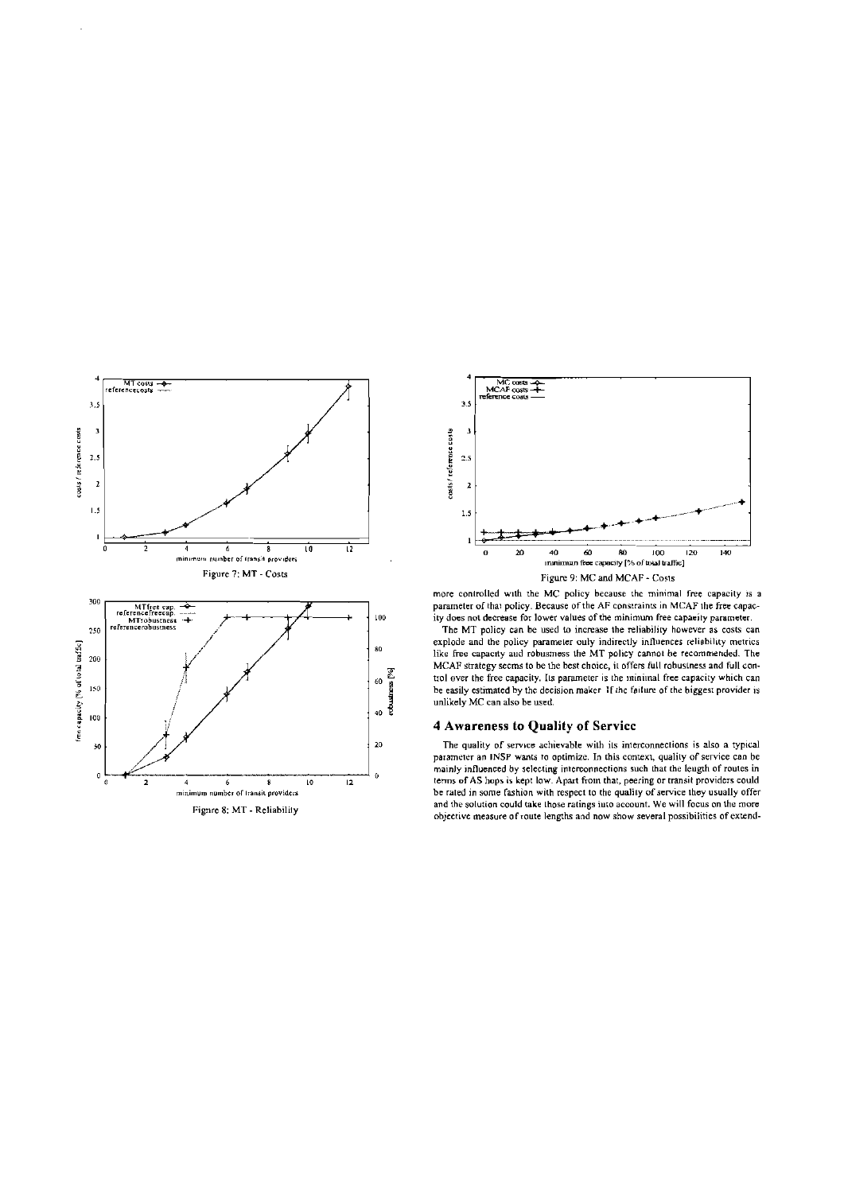Figure 7: MT - Costs

Figure 8: MT - Reliability

Figure 9: MC and MCAF - Costs

more controlled with the MC policy because the minimal free capacity is a parameter of that policy. Because of the AF constraints in MCAF the free capacity does not decrease for lower values of the minimum free capacity parameter.

The MT policy can be used to increase the reliability however as costs can explode and the policy parameter only indirectly influences reliability metrics like free capacity and robustness the MT policy cannot be recommended. The MCAF strategy seems to be the best choice, it offers full robustness and full control over the free capacity. Its parameter is the minimal free capacity which can be easily estimated by the decision maker. If the failure of the biggest provider is unlikely MC can also be used.

## 4 Awareness to Quality of Service

The quality of service achievable with its interconnections is also a typical parameter an INSP wants to optimize. In this context, quality of service can be mainly influenced by selecting interconnections such that the length of routes in terms of AS hops is kept low. Apart from that, peering or transit providers could be rated in some fashion with respect to the quality of service they usually offer and the solution could take those ratings into account. We will focus on the more objective measure of route lengths and now show several possibilities of extend-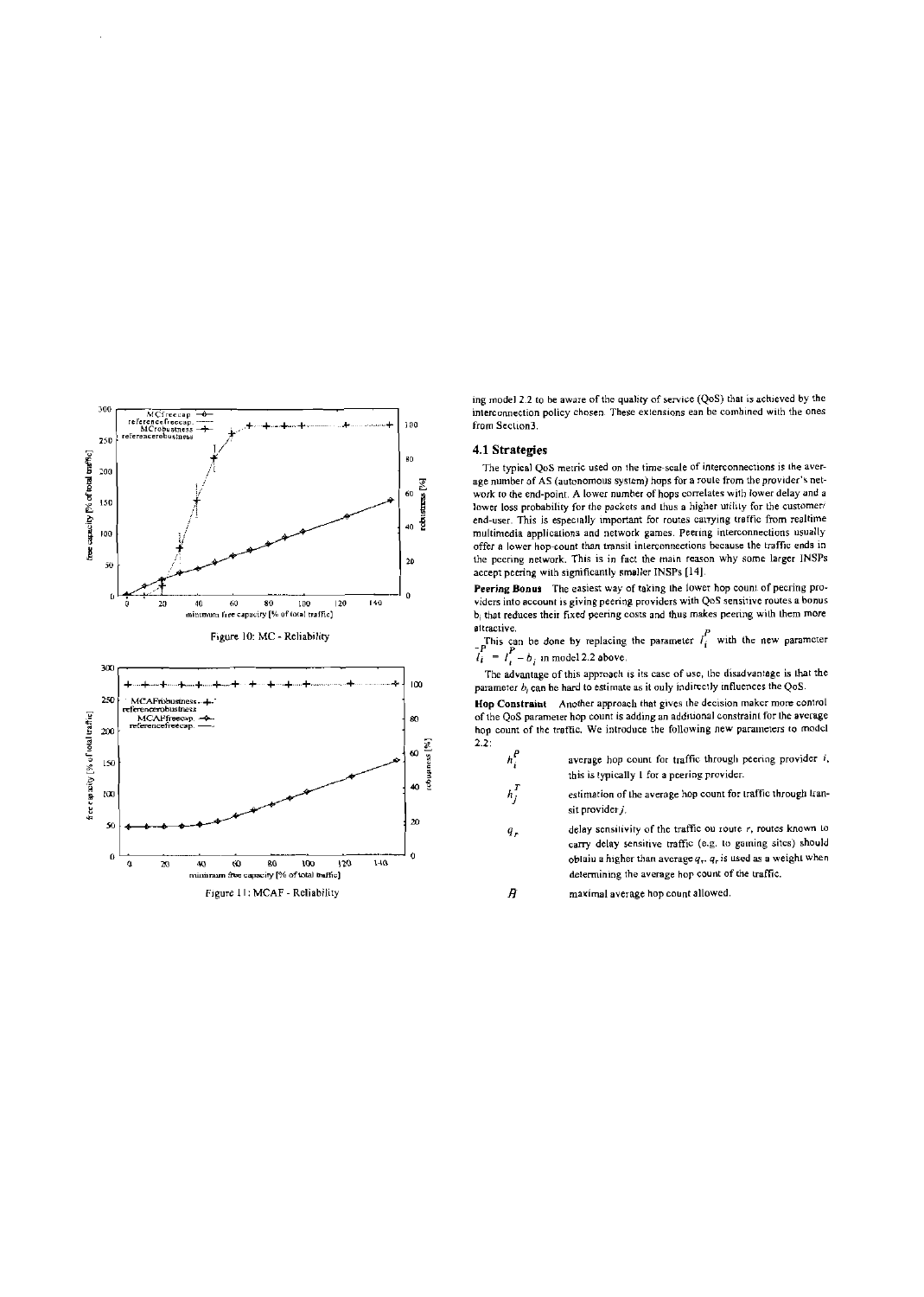Figure 10: MC - Reliability

Figure 11: MCAF - Reliability

ing model 2.2 to be aware of the quality of service (QoS) that is achieved by the interconnection policy chosen. These extensions can be combined with the ones from Section3.

### 4.1 Strategies

The typical QoS metric used on the time-scale of interconnections is the average number of AS (autonomous system) hops for a route from the provider's network to the end-point. A lower number of hops correlates with lower delay and a lower loss probability for the packets and thus a higher utility for the customer/end-user. This is especially important for routes carrying traffic from realtime multimedia applications and network games. Peering interconnections usually offer a lower hop-count than transit interconnections because the traffic ends in the peering network. This is in fact the main reason why some larger INSPs accept peering with significantly smaller INSPs [14].

**Peering Bonus** The easiest way of taking the lower hop count of peering providers into account is giving peering providers with QoS sensitive routes a bonus $b_i$ that reduces their fixed peering costs and thus makes peering with them more attractive.

This can be done by replacing the parameter $l_i^P$ with the new parameter $\bar{l}_i^P = l_i^P - b_i$ in model 2.2 above.

The advantage of this approach is its ease of use, the disadvantage is that the parameter $b_i$ can be hard to estimate as it only indirectly influences the QoS.

**Hop Constraint** Another approach that gives the decision maker more control of the QoS parameter hop count is adding an additional constraint for the average hop count of the traffic. We introduce the following new parameters to model 2.2:

- $h_i^P$ — average hop count for traffic through peering provider $i$, this is typically 1 for a peering provider.
- $h_j^T$ — estimation of the average hop count for traffic through transit provider $j$.
- $q_r$ — delay sensitivity of the traffic on route $r$, routes known to carry delay sensitive traffic (e.g. to gaming sites) should obtain a higher than average $q_r$. $q_r$ is used as a weight when determining the average hop count of the traffic.
- $H$ — maximal average hop count allowed.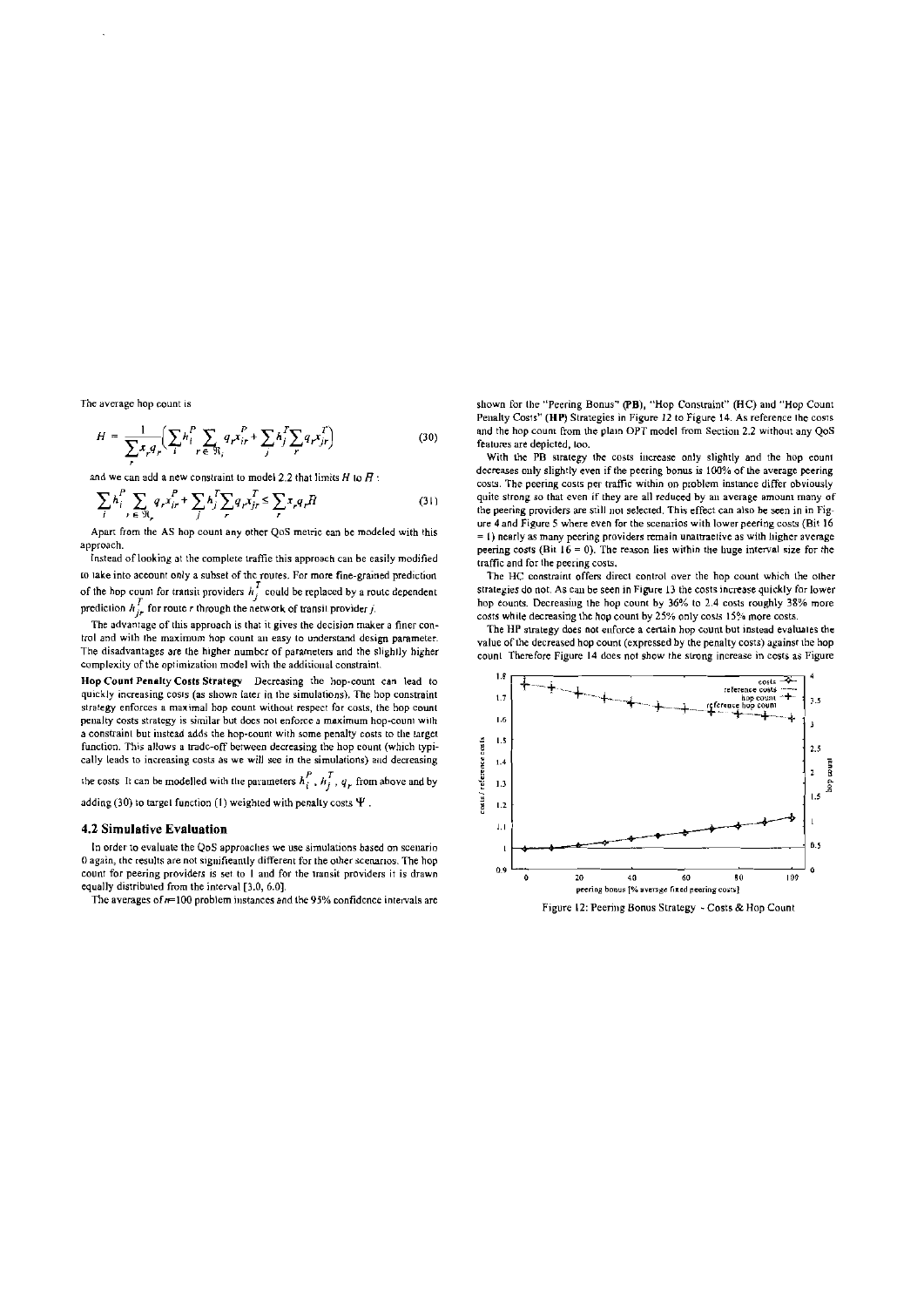The average hop count is

$$H = \frac{1}{\sum_r x_r q_r} \left( \sum_i h_i^P \sum_{r \in \Re_i} q_r x_{ir}^P + \sum_j h_j^T \sum_r q_r x_{jr}^T \right) \tag{30}$$

and we can add a new constraint to model 2.2 that limits $H$ to $\bar{H}$ :

$$\sum_i h_i^P \sum_{r \in \Re_i} q_r x_{ir}^P + \sum_j h_j^T \sum_r q_r x_{jr}^T \le \sum_r x_r q_r \bar{H} \tag{31}$$

Apart from the AS hop count any other QoS metric can be modeled with this approach.

Instead of looking at the complete traffic this approach can be easily modified to take into account only a subset of the routes. For more fine-grained prediction of the hop count for transit providers $h_j^T$ could be replaced by a route dependent prediction $h_{jr}^T$ for route $r$ through the network of transit provider $j$.

The advantage of this approach is that it gives the decision maker a finer control and with the maximum hop count an easy to understand design parameter. The disadvantages are the higher number of parameters and the slightly higher complexity of the optimization model with the additional constraint.

**Hop Count Penalty Costs Strategy** Decreasing the hop-count can lead to quickly increasing costs (as shown later in the simulations). The hop constraint strategy enforces a maximal hop count without respect for costs, the hop count penalty costs strategy is similar but does not enforce a maximum hop-count with a constraint but instead adds the hop-count with some penalty costs to the target function. This allows a trade-off between decreasing the hop count (which typically leads to increasing costs as we will see in the simulations) and decreasing the costs. It can be modelled with the parameters $h_i^P$, $h_j^T$, $q_r$ from above and by adding (30) to target function (1) weighted with penalty costs $\Psi$.

## 4.2 Simulative Evaluation

In order to evaluate the QoS approaches we use simulations based on scenario 0 again, the results are not significantly different for the other scenarios. The hop count for peering providers is set to 1 and for the transit providers it is drawn equally distributed from the interval [3.0, 6.0].

The averages of $n$=100 problem instances and the 95% confidence intervals are shown for the "Peering Bonus" (**PB**), "Hop Constraint" (**HC**) and "Hop Count Penalty Costs" (**HP**) Strategies in Figure 12 to Figure 14. As reference the costs and the hop count from the plain OPT model from Section 2.2 without any QoS features are depicted, too.

With the PB strategy the costs increase only slightly and the hop count decreases only slightly even if the peering bonus is 100% of the average peering costs. The peering costs per traffic within on problem instance differ obviously quite strong so that even if they are all reduced by an average amount many of the peering providers are still not selected. This effect can also be seen in in Figure 4 and Figure 5 where even for the scenarios with lower peering costs (Bit 16 = 1) nearly as many peering providers remain unattractive as with higher average peering costs (Bit 16 = 0). The reason lies within the huge interval size for the traffic and for the peering costs.

The HC constraint offers direct control over the hop count which the other strategies do not. As can be seen in Figure 13 the costs increase quickly for lower hop counts. Decreasing the hop count by 36% to 2.4 costs roughly 38% more costs while decreasing the hop count by 25% only costs 15% more costs.

The HP strategy does not enforce a certain hop count but instead evaluates the value of the decreased hop count (expressed by the penalty costs) against the hop count. Therefore Figure 14 does not show the strong increase in costs as Figure

Figure 12: Peering Bonus Strategy - Costs & Hop Count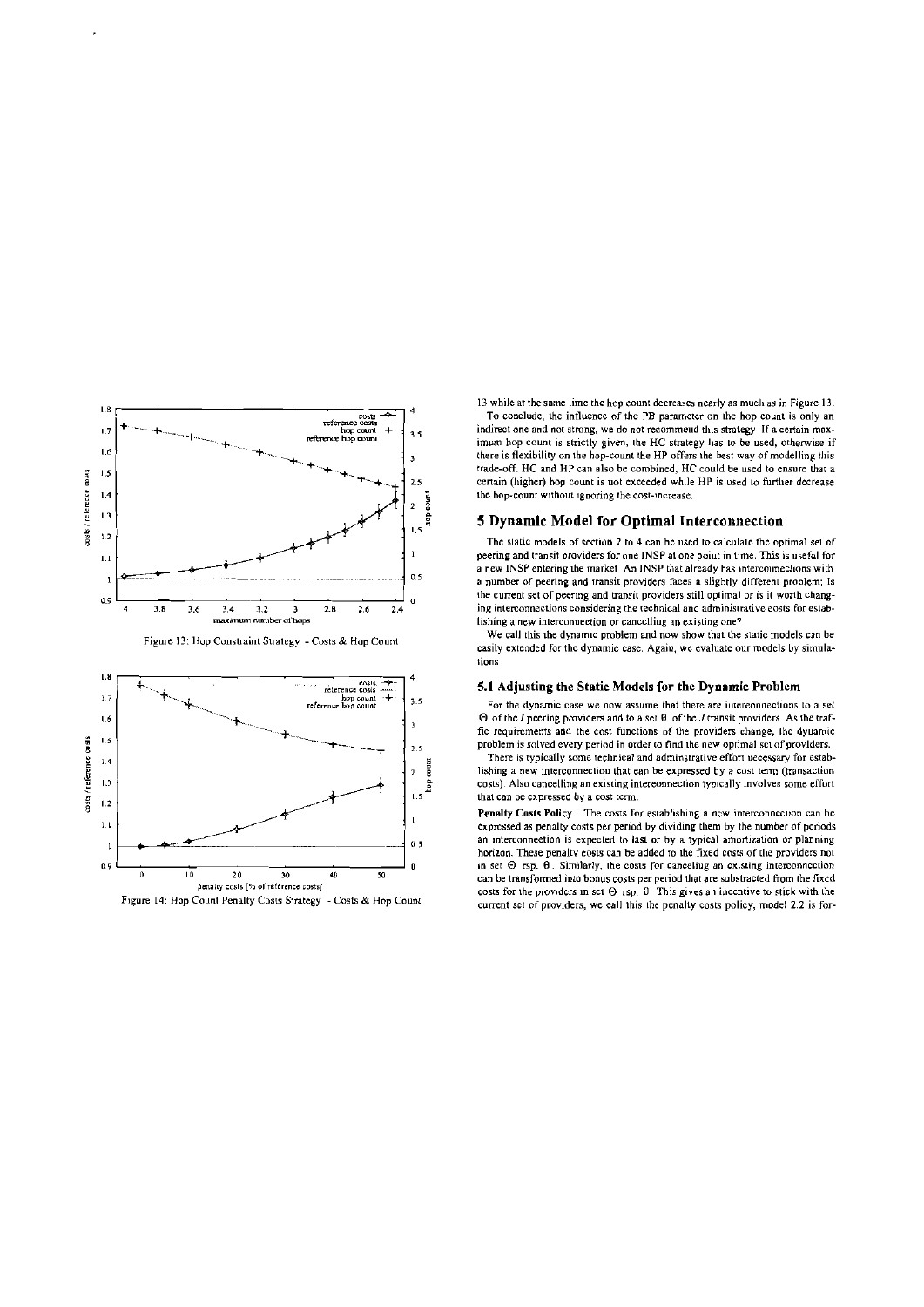Figure 13: Hop Constraint Strategy - Costs & Hop Count

Figure 14: Hop Count Penalty Costs Strategy - Costs & Hop Count

13 while at the same time the hop count decreases nearly as much as in Figure 13.

To conclude, the influence of the PB parameter on the hop count is only an indirect one and not strong, we do not recommend this strategy. If a certain maximum hop count is strictly given, the HC strategy has to be used, otherwise if there is flexibility on the hop-count the HP offers the best way of modelling this trade-off. HC and HP can also be combined, HC could be used to ensure that a certain (higher) hop count is not exceeded while HP is used to further decrease the hop-count without ignoring the cost-increase.

## 5 Dynamic Model for Optimal Interconnection

The static models of section 2 to 4 can be used to calculate the optimal set of peering and transit providers for one INSP at one point in time. This is useful for a new INSP entering the market. An INSP that already has interconnections with a number of peering and transit providers faces a slightly different problem: Is the current set of peering and transit providers still optimal or is it worth changing interconnections considering the technical and administrative costs for establishing a new interconnection or cancelling an existing one?

We call this the dynamic problem and now show that the static models can be easily extended for the dynamic case. Again, we evaluate our models by simulations.

### 5.1 Adjusting the Static Models for the Dynamic Problem

For the dynamic case we now assume that there are interconnections to a set $\Theta$ of the $I$ peering providers and to a set $\theta$ of the $J$ transit providers. As the traffic requirements and the cost functions of the providers change, the dynamic problem is solved every period in order to find the new optimal set of providers.

There is typically some technical and administrative effort necessary for establishing a new interconnection that can be expressed by a cost term (transaction costs). Also cancelling an existing interconnection typically involves some effort that can be expressed by a cost term.

**Penalty Costs Policy** The costs for establishing a new interconnection can be expressed as penalty costs per period by dividing them by the number of periods an interconnection is expected to last or by a typical amortization or planning horizon. These penalty costs can be added to the fixed costs of the providers not in set $\Theta$ rsp. $\theta$. Similarly, the costs for cancelling an existing interconnection can be transformed into bonus costs per period that are substracted from the fixed costs for the providers in set $\Theta$ rsp. $\theta$. This gives an incentive to stick with the current set of providers, we call this the penalty costs policy, model 2.2 is for-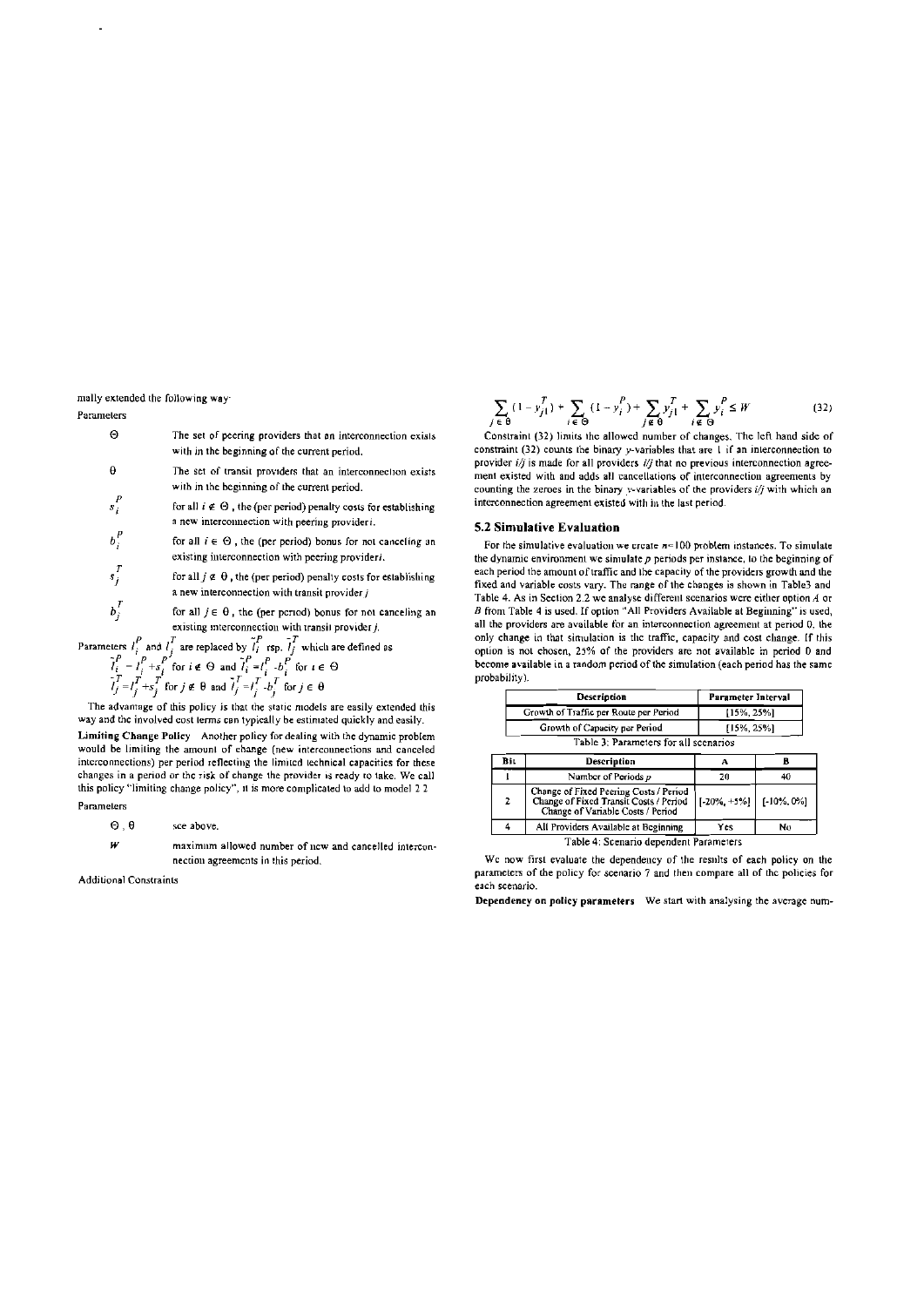mally extended the following way:

Parameters

| | |
|---|---|
| $\Theta$ | The set of peering providers that an interconnection exists with in the beginning of the current period. |
| $\theta$ | The set of transit providers that an interconnection exists with in the beginning of the current period. |
| $s_i^P$ | for all $i \notin \Theta$, the (per period) penalty costs for establishing a new interconnection with peering provider $i$. |
| $b_i^P$ | for all $i \in \Theta$, the (per period) bonus for not canceling an existing interconnection with peering provider $i$. |
| $s_j^T$ | for all $j \notin \theta$, the (per period) penalty costs for establishing a new interconnection with transit provider $j$ |
| $b_j^T$ | for all $j \in \theta$, the (per period) bonus for not canceling an existing interconnection with transit provider $j$. |

Parameters $l_i^P$ and $l_j^T$ are replaced by $\tilde{l}_i^P$ rsp. $\tilde{l}_j^T$ which are defined as

$\tilde{l}_i^P = l_i^P + s_i^P$ for $i \notin \Theta$ and $\tilde{l}_i^P = l_i^P - b_i^P$ for $i \in \Theta$

$\tilde{l}_j^T = l_j^T + s_j^T$ for $j \notin \theta$ and $\tilde{l}_j^T = l_j^T - b_j^T$ for $j \in \theta$

The advantage of this policy is that the static models are easily extended this way and the involved cost terms can typically be estimated quickly and easily.

**Limiting Change Policy** Another policy for dealing with the dynamic problem would be limiting the amount of change (new interconnections and canceled interconnections) per period reflecting the limited technical capacities for these changes in a period or the risk of change the provider is ready to take. We call this policy "limiting change policy", it is more complicated to add to model 2.2

Parameters

| | |
|---|---|
| $\Theta$, $\theta$ | see above. |
| $W$ | maximum allowed number of new and cancelled interconnection agreements in this period. |

Additional Constraints

$$\sum_{j \in \theta} (1 - y_{j1}^T) + \sum_{i \in \Theta} (1 - y_i^P) + \sum_{j \notin \theta} y_{j1}^T + \sum_{i \notin \Theta} y_i^P \le W \tag{32}$$

Constraint (32) limits the allowed number of changes. The left hand side of constraint (32) counts the binary $y$-variables that are 1 if an interconnection to provider $i/j$ is made for all providers $i/j$ that no previous interconnection agreement existed with and adds all cancellations of interconnection agreements by counting the zeroes in the binary $y$-variables of the providers $i/j$ with which an interconnection agreement existed with in the last period.

### 5.2 Simulative Evaluation

For the simulative evaluation we create $n=100$ problem instances. To simulate the dynamic environment we simulate $p$ periods per instance, to the beginning of each period the amount of traffic and the capacity of the providers growth and the fixed and variable costs vary. The range of the changes is shown in Table3 and Table 4. As in Section 2.2 we analyse different scenarios were either option $A$ or $B$ from Table 4 is used. If option "All Providers Available at Beginning" is used, all the providers are available for an interconnection agreement at period 0, the only change in that simulation is the traffic, capacity and cost change. If this option is not chosen, 25% of the providers are not available in period 0 and become available in a random period of the simulation (each period has the same probability).

| Description | Parameter Interval |
|---|---|
| Growth of Traffic per Route per Period | [15%, 25%] |
| Growth of Capacity per Period | [15%, 25%] |

Table 3: Parameters for all scenarios

| Bit | Description | A | B |
|---|---|---|---|
| 1 | Number of Periods $p$ | 20 | 40 |
| 2 | Change of Fixed Peering Costs / Period<br>Change of Fixed Transit Costs / Period<br>Change of Variable Costs / Period | [-20%, +5%] | [-10%, 0%] |
| 4 | All Providers Available at Beginning | Yes | No |

Table 4: Scenario dependent Parameters

We now first evaluate the dependency of the results of each policy on the parameters of the policy for scenario 7 and then compare all of the policies for each scenario.

**Dependency on policy parameters** We start with analysing the average num-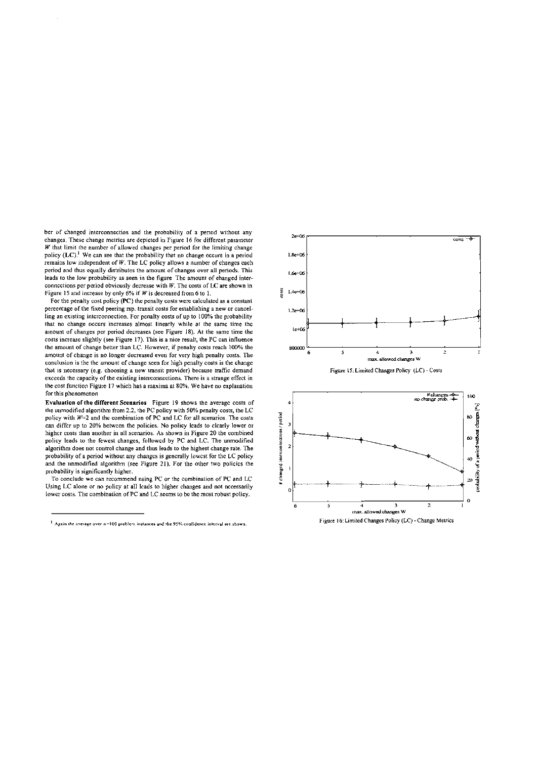ber of changed interconnectios and the probability of a period without any changes. These change metrics are depicted in Figure 16 for different parameter $W$ that limit the number of allowed changes per period for the limiting change policy (**LC**).[1] We can see that the probability that no change occurs in a period remains low independent of $W$. The LC policy allows a number of changes each period and thus equally distributes the amount of changes over all periods. This leads to the low probability as seen in the figure. The amount of changed interconnections per period obviously decrease with $W$. The costs of LC are shown in Figure 15 and increase by only 6% if $W$ is decreased from 6 to 1.

For the penalty cost policy (**PC**) the penalty costs were calculated as a constant percentage of the fixed peering rsp. transit costs for establishing a new or cancelling an existing interconnection. For penalty costs of up to 100% the probability that no change occurs increases almost linearly while at the same time the amount of changes per period decreases (see Figure 18). At the same time the costs increase slightly (see Figure 17). This is a nice result, the PC can influence the amount of change better than LC. However, if penalty costs reach 100% the amount of change is no longer decreased even for very high penalty costs. The conclusion is the the amount of change seen for high penalty costs is the change that is necessary (e.g. choosing a new transit provider) because traffic demand exceeds the capacity of the existing interconnections. There is a strange effect in the cost function Figure 17 which has a maxima at 80%. We have no explanation for this phenomenon

**Evaluation of the different Scenarios** Figure 19 shows the average costs of the unmodified algorithm from 2.2, the PC policy with 50% penalty costs, the LC policy with $W$=2 and the combination of PC and LC for all scenarios. The costs can differ up to 20% between the policies. No policy leads to clearly lower or higher costs than another in all scenarios. As shown in Figure 20 the combined policy leads to the fewest changes, followed by PC and LC. The unmodified algorithm does not control change and thus leads to the highest change rate. The probability of a period without any changes is generally lowest for the LC policy and the unmodified algorithm (see Figure 21). For the other two policies the probability is significantly higher.

To conclude we can recommend using PC or the combination of PC and LC Using LC alone or no policy at all leads to higher changes and not necessarily lower costs. The combination of PC and LC seems to be the most robust policy.

---

[1] Again the average over $n$=100 problem instances and the 95% confidence interval are shown.

Figure 15: Limited Changes Policy (LC) - Costs

Figure 16: Limited Changes Policy (LC) - Change Metrics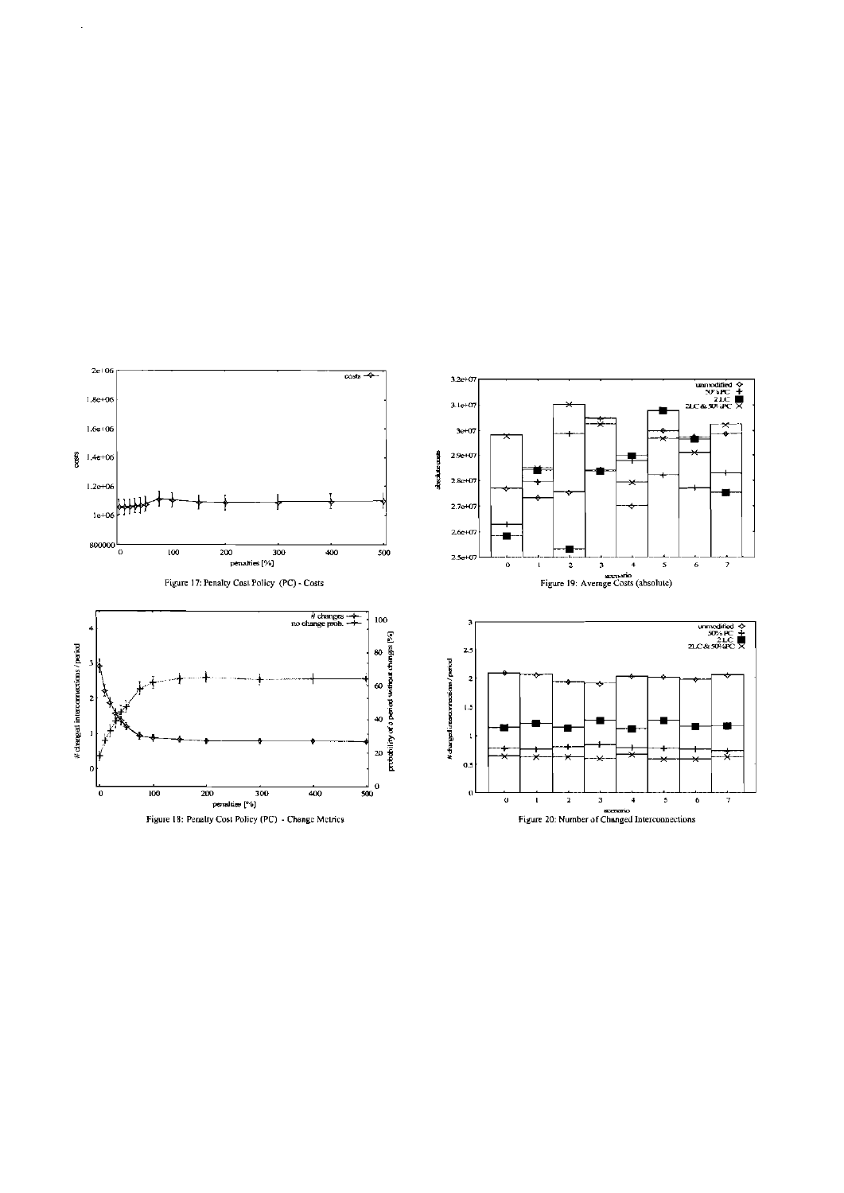Figure 17: Penalty Cost Policy (PC) - Costs

Figure 18: Penalty Cost Policy (PC) - Change Metrics

Figure 19: Average Costs (absolute)

Figure 20: Number of Changed Interconnections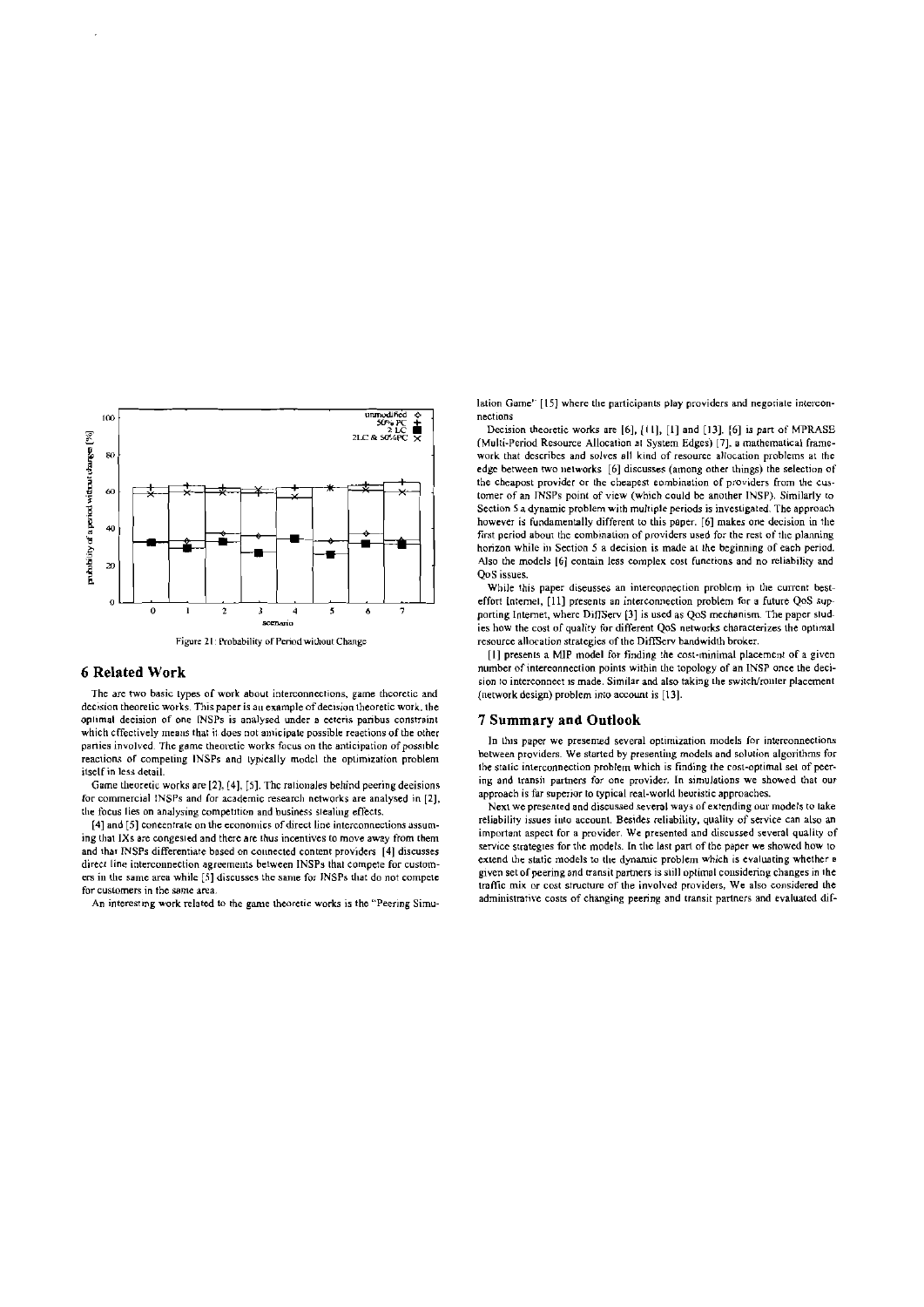Figure 21: Probability of Period without Change

## 6 Related Work

The are two basic types of work about interconnections, game theoretic and decision theoretic works. This paper is an example of decision theoretic work, the optimal decision of one INSPs is analysed under a ceteris paribus constraint which effectively means that it does not anticipate possible reactions of the other parties involved. The game theoretic works focus on the anticipation of possible reactions of competing INSPs and typically model the optimization problem itself in less detail.

Game theoretic works are [2], [4], [5]. The rationales behind peering decisions for commercial INSPs and for academic research networks are analysed in [2], the focus lies on analysing competition and business stealing effects.

[4] and [5] concentrate on the economics of direct line interconnections assuming that IXs are congested and there are thus incentives to move away from them and that INSPs differentiate based on connected content providers. [4] discusses direct line interconnection agreements between INSPs that compete for customers in the same area while [5] discusses the same for INSPs that do not compete for customers in the same area.

An interesting work related to the game theoretic works is the "Peering Simulation Game" [15] where the participants play providers and negotiate interconnections.

Decision theoretic works are [6], [11], [1] and [13]. [6] is part of MPRASE (Multi-Period Resource Allocation at System Edges) [7], a mathematical framework that describes and solves all kind of resource allocation problems at the edge between two networks. [6] discusses (among other things) the selection of the cheapest provider or the cheapest combination of providers from the customer of an INSPs point of view (which could be another INSP). Similarly to Section 5 a dynamic problem with multiple periods is investigated. The approach however is fundamentally different to this paper. [6] makes one decision in the first period about the combination of providers used for the rest of the planning horizon while in Section 5 a decision is made at the beginning of each period. Also the models [6] contain less complex cost functions and no reliability and QoS issues.

While this paper discusses an interconnection problem in the current best-effort Internet, [11] presents an interconnection problem for a future QoS supporting Internet, where DiffServ [3] is used as QoS mechanism. The paper studies how the cost of quality for different QoS networks characterizes the optimal resource allocation strategies of the DiffServ bandwidth broker.

[1] presents a MIP model for finding the cost-minimal placement of a given number of interconnection points within the topology of an INSP once the decision to interconnect is made. Similar and also taking the switch/router placement (network design) problem into account is [13].

## 7 Summary and Outlook

In this paper we presented several optimization models for interconnections between providers. We started by presenting models and solution algorithms for the static interconnection problem which is finding the cost-optimal set of peering and transit partners for one provider. In simulations we showed that our approach is far superior to typical real-world heuristic approaches.

Next we presented and discussed several ways of extending our models to take reliability issues into account. Besides reliability, quality of service can also an important aspect for a provider. We presented and discussed several quality of service strategies for the models. In the last part of the paper we showed how to extend the static models to the dynamic problem which is evaluating whether a given set of peering and transit partners is still optimal considering changes in the traffic mix or cost structure of the involved providers. We also considered the administrative costs of changing peering and transit partners and evaluated dif-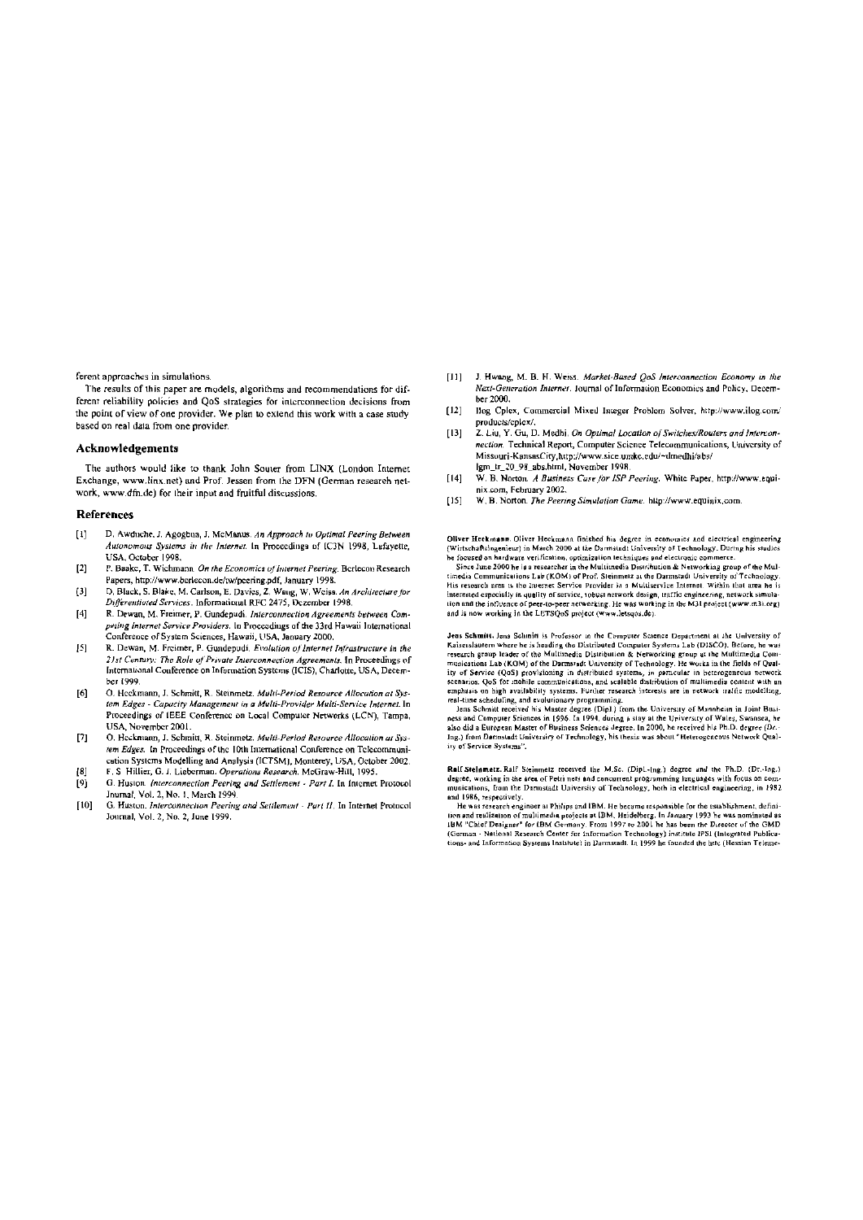ferent approaches in simulations.

The results of this paper are models, algorithms and recommendations for different reliability policies and QoS strategies for interconnection decisions from the point of view of one provider. We plan to extend this work with a case study based on real data from one provider.

## Acknowledgements

The authors would like to thank John Souter from LINX (London Internet Exchange, www.linx.net) and Prof. Jessen from the DFN (German research network, www.dfn.de) for their input and fruitful discussions.

## References

[1] D. Awduche, J. Agogbua, J. McManus. *An Approach to Optimal Peering Between Autonomous Systems in the Internet.* In Proceedings of IC3N 1998, Lafayette, USA, October 1998.

[2] P. Baake, T. Wichmann. *On the Economics of Internet Peering.* Berlecon Research Papers, http://www.berlecon.de/tw/peering.pdf, January 1998.

[3] D. Black, S. Blake, M. Carlson, E. Davies, Z. Wang, W. Weiss. *An Architecture for Differentiated Services.* Informational RFC 2475, December 1998.

[4] R. Dewan, M. Freimer, P. Gundepudi. *Interconnection Agreements between Competing Internet Service Providers.* In Proceedings of the 33rd Hawaii International Conference of System Sciences, Hawaii, USA, January 2000.

[5] R. Dewan, M. Freimer, P. Gundepudi. *Evolution of Internet Infrastructure in the 21st Century: The Role of Private Interconnection Agreements.* In Proceedings of International Conference on Information Systems (ICIS), Charlotte, USA, December 1999.

[6] O. Heckmann, J. Schmitt, R. Steinmetz. *Multi-Period Resource Allocation at System Edges - Capacity Management in a Multi-Provider Multi-Service Internet.* In Proceedings of IEEE Conference on Local Computer Networks (LCN), Tampa, USA, November 2001.

[7] O. Heckmann, J. Schmitt, R. Steinmetz. *Multi-Period Resource Allocation at System Edges.* In Proceedings of the 10th International Conference on Telecommunication Systems Modelling and Analysis (ICTSM), Monterey, USA, October 2002.

[8] F. S. Hillier, G. J. Lieberman. *Operations Research.* McGraw-Hill, 1995.

[9] G. Huston. *Interconnection Peering and Settlement - Part I.* In Internet Protocol Journal, Vol. 2, No. 1, March 1999.

[10] G. Huston. *Interconnection Peering and Settlement - Part II.* In Internet Protocol Journal, Vol. 2, No. 2, June 1999.

[11] J. Hwang, M. B. H. Weiss. *Market-Based QoS Interconnection Economy in the Next-Generation Internet.* Journal of Information Economics and Policy, December 2000.

[12] Ilog Cplex, Commercial Mixed Integer Problem Solver, http://www.ilog.com/products/cplex/.

[13] Z. Liu, Y. Gu, D. Medhi. *On Optimal Location of Switches/Routers and Interconnection.* Technical Report, Computer Science Telecommunications, University of Missouri-KansasCity,http://www.sice.umkc.edu/~dmedhi/abs/lgm_tr_20_98_abs.html, November 1998.

[14] W. B. Norton. *A Business Case for ISP Peering.* White Paper, http://www.equinix.com, February 2002.

[15] W. B. Norton. *The Peering Simulation Game.* http://www.equinix.com.

**Oliver Heckmann.** Oliver Heckmann finished his degree in economics and electrical engineering (Wirtschaftsingenieur) in March 2000 at the Darmstadt University of Technology. During his studies he focused on hardware verification, optimization techniques and electronic commerce.

Since June 2000 he is a researcher in the Multimedia Distribution & Networking group of the Multimedia Communications Lab (KOM) of Prof. Steinmetz at the Darmstadt University of Technology. His research area is the Internet Service Provider in a Multiservice Internet. Within that area he is interested especially in quality of service, robust network design, traffic engineering, network simulation and the influence of peer-to-peer networking. He was working in the M3I project (www.m3i.org) and is now working in the LETSQoS project (www.letsqos.de).

**Jens Schmitt.** Jens Schmitt is Professor in the Computer Science Department at the University of Kaiserslautern where he is heading the Distributed Computer Systems Lab (DISCO). Before, he was research group leader of the Multimedia Distribution & Networking group at the Multimedia Communications Lab (KOM) of the Darmstadt University of Technology. He works in the fields of Quality of Service (QoS) provisioning in distributed systems, in particular in heterogeneous network scenarios, QoS for mobile communications, and scalable distribution of multimedia content with an emphasis on high availability systems. Further research interests are in network traffic modelling, real-time scheduling, and evolutionary programming.

Jens Schmitt received his Master degree (Dipl.) from the University of Mannheim in Joint Business and Computer Sciences in 1996. In 1994, during a stay at the University of Wales, Swansea, he also did a European Master of Business Sciences degree. In 2000, he received his Ph.D. degree (Dr.-Ing.) from Darmstadt University of Technology, his thesis was about "Heterogeneous Network Quality of Service Systems".

**Ralf Steinmetz.** Ralf Steinmetz received the M.Sc. (Dipl.-Ing.) degree and the Ph.D. (Dr.-Ing.) degree, working in the area of Petri nets and concurrent programming languages with focus on communications, from the Darmstadt University of Technology, both in electrical engineering, in 1982 and 1986, respectively.

He was research engineer at Philips and IBM. He became responsible for the establishment, definition and realization of multimedia projects at IBM, Heidelberg. In January 1993 he was nominated as IBM "Chief Designer" for IBM Germany. From 1997 to 2001 he has been the Director of the GMD (German - National Research Center for Information Technology) institute IPSI (Integrated Publications- and Information Systems Institute) in Darmstadt. In 1999 he founded the httc (Hessian Teleme-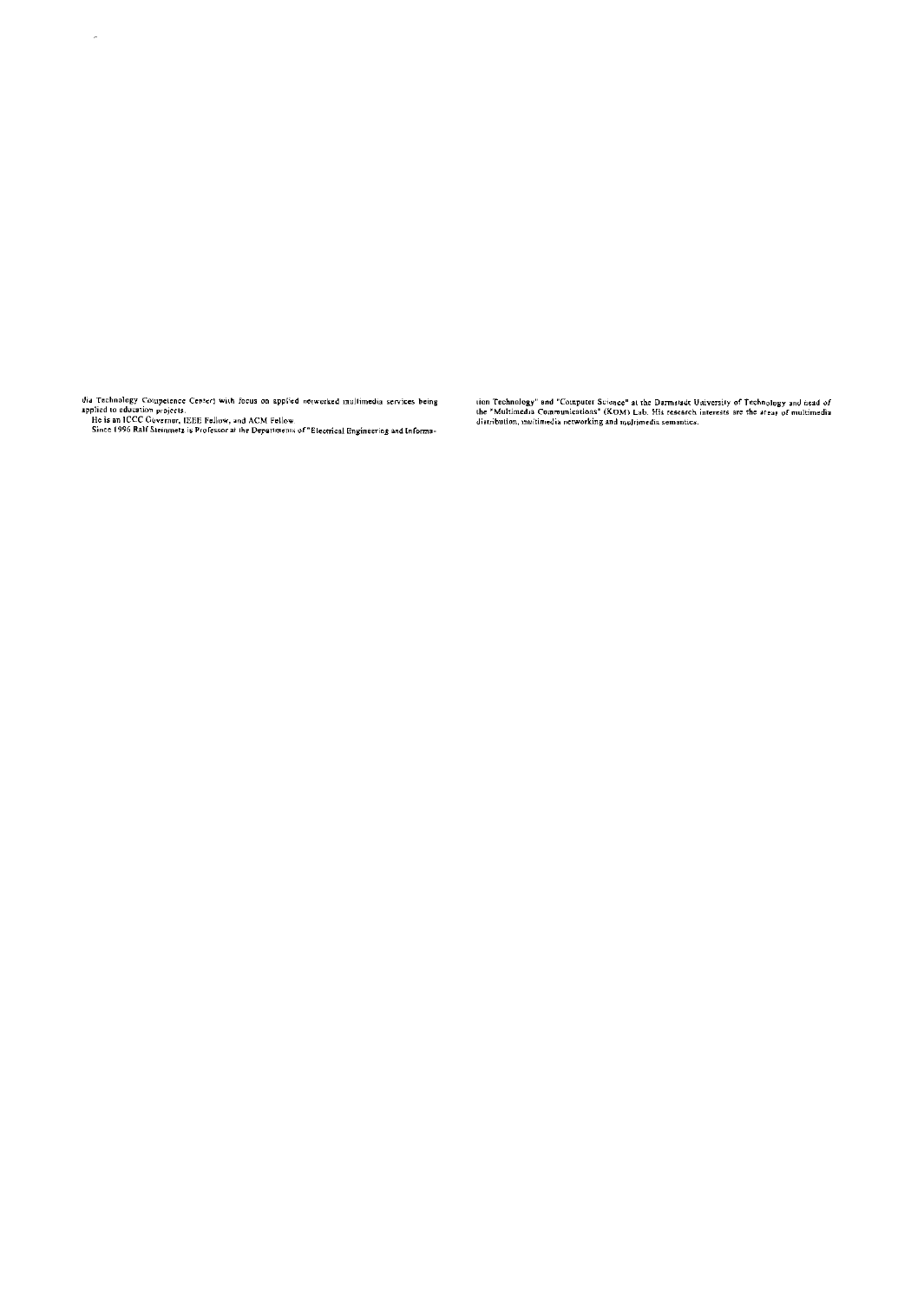dia Technology Competence Center) with focus on applied networked multimedia services being applied to education projects.

He is an ICCC Governor, IEEE Fellow, and ACM Fellow.

Since 1996 Ralf Steinmetz is Professor at the Departments of "Electrical Engineering and Information Technology" and "Computer Science" at the Darmstadt University of Technology and head of the "Multimedia Communications" (KOM) Lab. His research interests are the areas of multimedia distribution, multimedia networking and multimedia semantics.